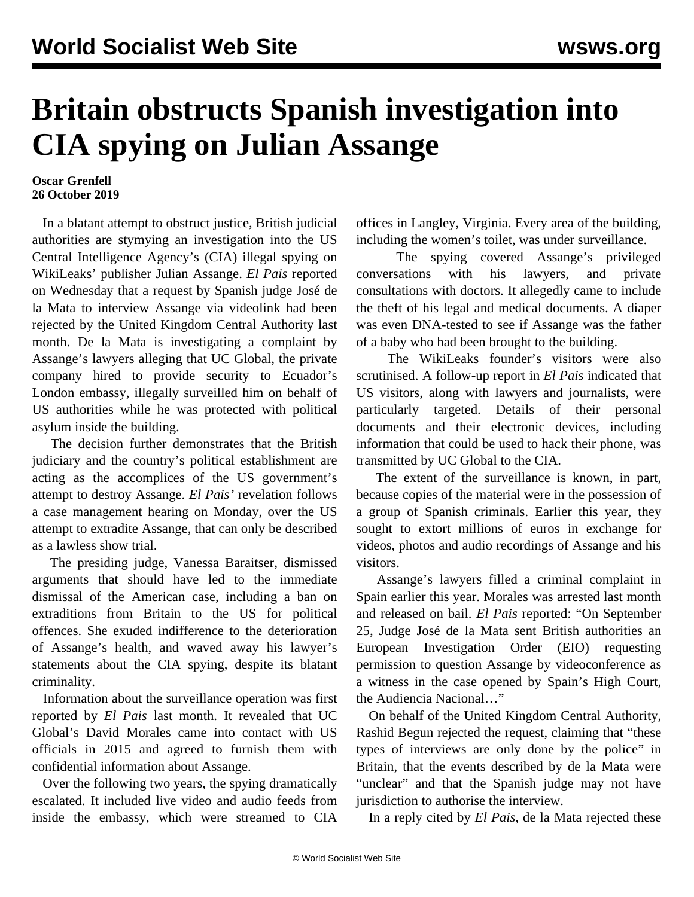# Britain obstructs Spanish investigation into CIA spying on Julian Assange

**Oscar Grenfell**
**26 October 2019**

In a blatant attempt to obstruct justice, British judicial authorities are stymying an investigation into the US Central Intelligence Agency's (CIA) illegal spying on WikiLeaks' publisher Julian Assange. *El Pais* reported on Wednesday that a request by Spanish judge José de la Mata to interview Assange via videolink had been rejected by the United Kingdom Central Authority last month. De la Mata is investigating a complaint by Assange's lawyers alleging that UC Global, the private company hired to provide security to Ecuador's London embassy, illegally surveilled him on behalf of US authorities while he was protected with political asylum inside the building.

The decision further demonstrates that the British judiciary and the country's political establishment are acting as the accomplices of the US government's attempt to destroy Assange. *El Pais'* revelation follows a case management hearing on Monday, over the US attempt to extradite Assange, that can only be described as a lawless show trial.

The presiding judge, Vanessa Baraitser, dismissed arguments that should have led to the immediate dismissal of the American case, including a ban on extraditions from Britain to the US for political offences. She exuded indifference to the deterioration of Assange's health, and waved away his lawyer's statements about the CIA spying, despite its blatant criminality.

Information about the surveillance operation was first reported by *El Pais* last month. It revealed that UC Global's David Morales came into contact with US officials in 2015 and agreed to furnish them with confidential information about Assange.

Over the following two years, the spying dramatically escalated. It included live video and audio feeds from inside the embassy, which were streamed to CIA offices in Langley, Virginia. Every area of the building, including the women's toilet, was under surveillance.

The spying covered Assange's privileged conversations with his lawyers, and private consultations with doctors. It allegedly came to include the theft of his legal and medical documents. A diaper was even DNA-tested to see if Assange was the father of a baby who had been brought to the building.

The WikiLeaks founder's visitors were also scrutinised. A follow-up report in *El Pais* indicated that US visitors, along with lawyers and journalists, were particularly targeted. Details of their personal documents and their electronic devices, including information that could be used to hack their phone, was transmitted by UC Global to the CIA.

The extent of the surveillance is known, in part, because copies of the material were in the possession of a group of Spanish criminals. Earlier this year, they sought to extort millions of euros in exchange for videos, photos and audio recordings of Assange and his visitors.

Assange's lawyers filled a criminal complaint in Spain earlier this year. Morales was arrested last month and released on bail. *El Pais* reported: "On September 25, Judge José de la Mata sent British authorities an European Investigation Order (EIO) requesting permission to question Assange by videoconference as a witness in the case opened by Spain's High Court, the Audiencia Nacional…"

On behalf of the United Kingdom Central Authority, Rashid Begun rejected the request, claiming that "these types of interviews are only done by the police" in Britain, that the events described by de la Mata were "unclear" and that the Spanish judge may not have jurisdiction to authorise the interview.

In a reply cited by *El Pais*, de la Mata rejected these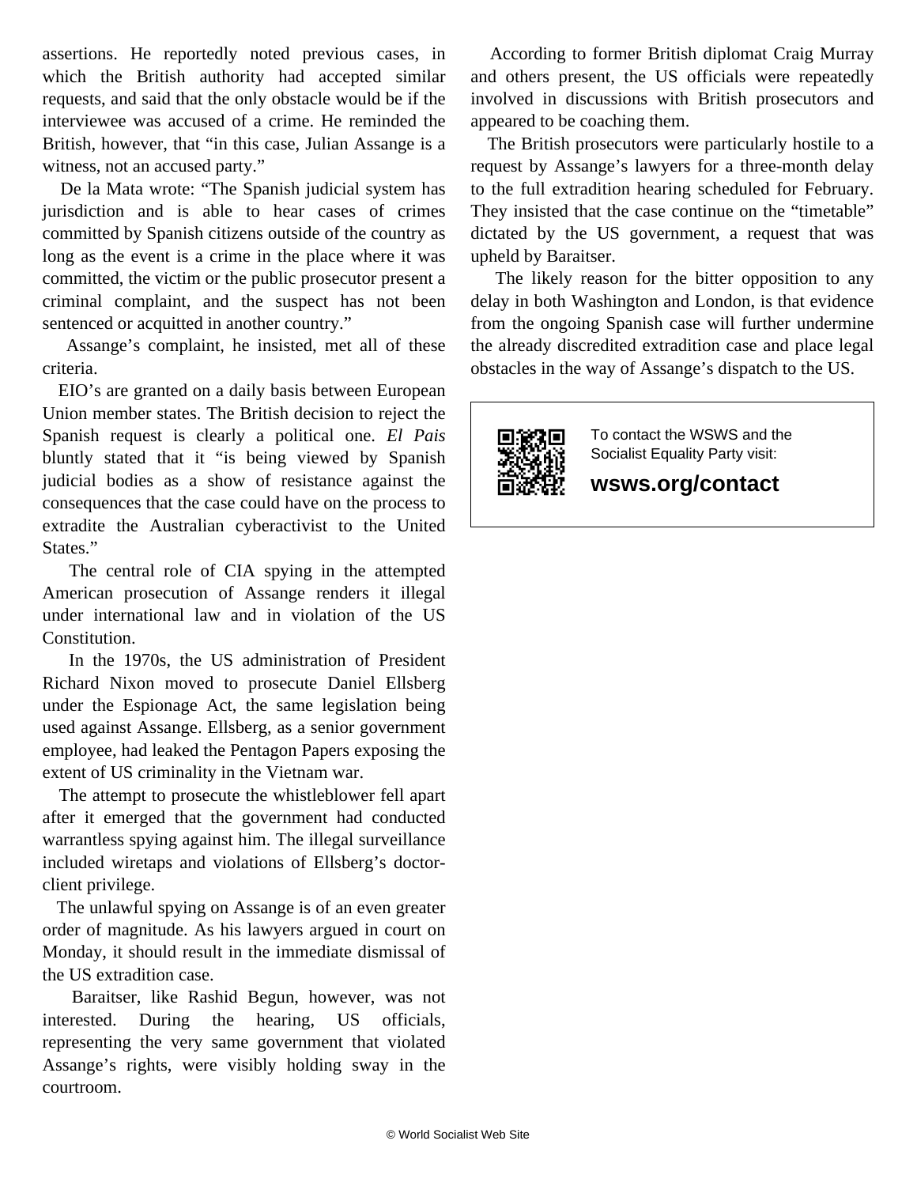assertions. He reportedly noted previous cases, in which the British authority had accepted similar requests, and said that the only obstacle would be if the interviewee was accused of a crime. He reminded the British, however, that "in this case, Julian Assange is a witness, not an accused party."

De la Mata wrote: "The Spanish judicial system has jurisdiction and is able to hear cases of crimes committed by Spanish citizens outside of the country as long as the event is a crime in the place where it was committed, the victim or the public prosecutor present a criminal complaint, and the suspect has not been sentenced or acquitted in another country."

Assange's complaint, he insisted, met all of these criteria.

EIO's are granted on a daily basis between European Union member states. The British decision to reject the Spanish request is clearly a political one. *El Pais* bluntly stated that it "is being viewed by Spanish judicial bodies as a show of resistance against the consequences that the case could have on the process to extradite the Australian cyberactivist to the United States."

The central role of CIA spying in the attempted American prosecution of Assange renders it illegal under international law and in violation of the US Constitution.

In the 1970s, the US administration of President Richard Nixon moved to prosecute Daniel Ellsberg under the Espionage Act, the same legislation being used against Assange. Ellsberg, as a senior government employee, had leaked the Pentagon Papers exposing the extent of US criminality in the Vietnam war.

The attempt to prosecute the whistleblower fell apart after it emerged that the government had conducted warrantless spying against him. The illegal surveillance included wiretaps and violations of Ellsberg's doctor-client privilege.

The unlawful spying on Assange is of an even greater order of magnitude. As his lawyers argued in court on Monday, it should result in the immediate dismissal of the US extradition case.

Baraitser, like Rashid Begun, however, was not interested. During the hearing, US officials, representing the very same government that violated Assange's rights, were visibly holding sway in the courtroom.

According to former British diplomat Craig Murray and others present, the US officials were repeatedly involved in discussions with British prosecutors and appeared to be coaching them.

The British prosecutors were particularly hostile to a request by Assange's lawyers for a three-month delay to the full extradition hearing scheduled for February. They insisted that the case continue on the "timetable" dictated by the US government, a request that was upheld by Baraitser.

The likely reason for the bitter opposition to any delay in both Washington and London, is that evidence from the ongoing Spanish case will further undermine the already discredited extradition case and place legal obstacles in the way of Assange's dispatch to the US.

To contact the WSWS and the Socialist Equality Party visit:

**wsws.org/contact**